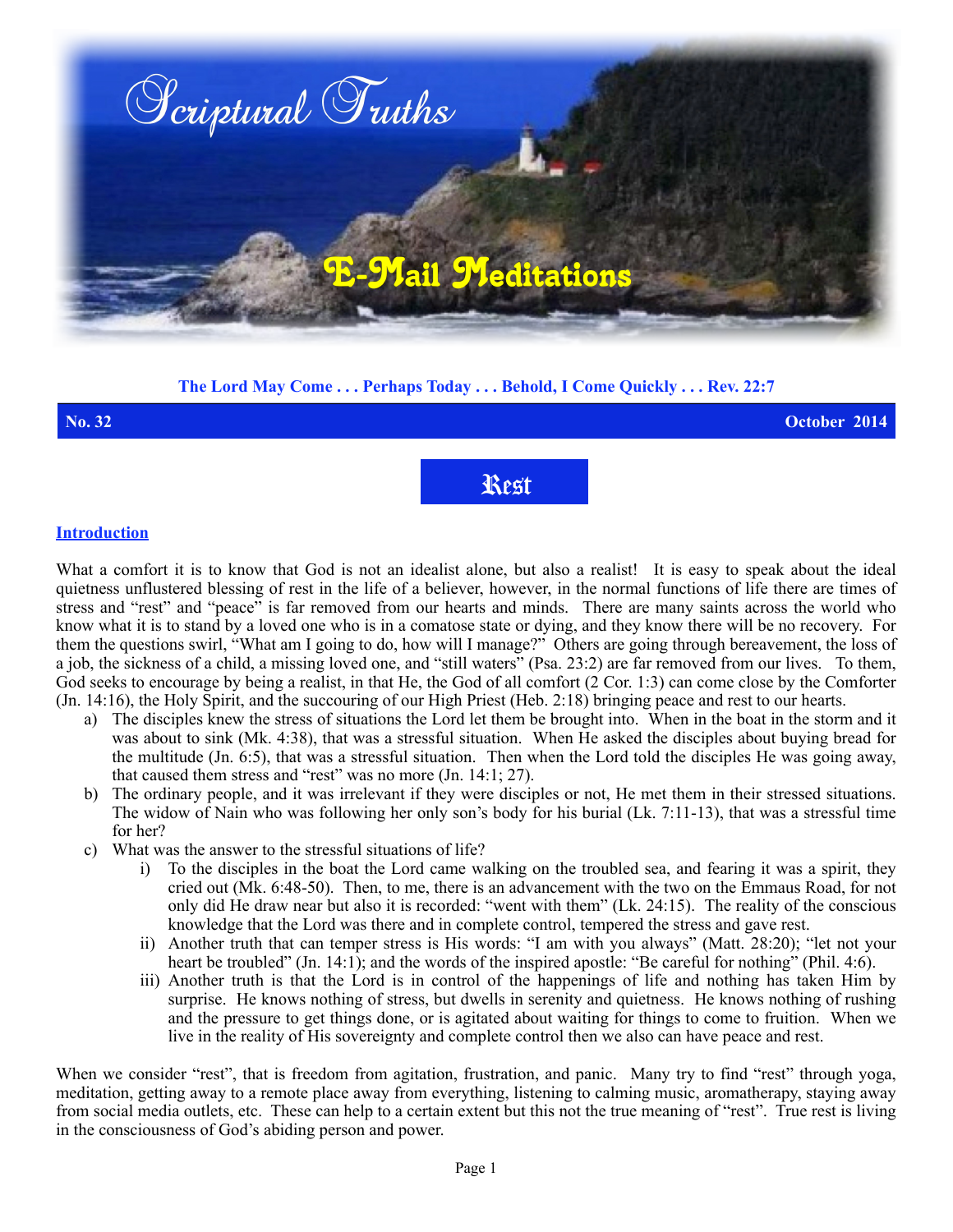# Scriptural Truths

## E-Mail Meditations

**The Lord May Come . . . Perhaps Today . . . Behold, I Come Quickly . . . Rev. 22:7**

**No. 32** **October 2014**

# Rest

**Introduction**

What a comfort it is to know that God is not an idealist alone, but also a realist! It is easy to speak about the ideal quietness unflustered blessing of rest in the life of a believer, however, in the normal functions of life there are times of stress and "rest" and "peace" is far removed from our hearts and minds. There are many saints across the world who know what it is to stand by a loved one who is in a comatose state or dying, and they know there will be no recovery. For them the questions swirl, "What am I going to do, how will I manage?" Others are going through bereavement, the loss of a job, the sickness of a child, a missing loved one, and "still waters" (Psa. 23:2) are far removed from our lives. To them, God seeks to encourage by being a realist, in that He, the God of all comfort (2 Cor. 1:3) can come close by the Comforter (Jn. 14:16), the Holy Spirit, and the succouring of our High Priest (Heb. 2:18) bringing peace and rest to our hearts.

a) The disciples knew the stress of situations the Lord let them be brought into. When in the boat in the storm and it was about to sink (Mk. 4:38), that was a stressful situation. When He asked the disciples about buying bread for the multitude (Jn. 6:5), that was a stressful situation. Then when the Lord told the disciples He was going away, that caused them stress and "rest" was no more (Jn. 14:1; 27).

b) The ordinary people, and it was irrelevant if they were disciples or not, He met them in their stressed situations. The widow of Nain who was following her only son's body for his burial (Lk. 7:11-13), that was a stressful time for her?

c) What was the answer to the stressful situations of life?

   i) To the disciples in the boat the Lord came walking on the troubled sea, and fearing it was a spirit, they cried out (Mk. 6:48-50). Then, to me, there is an advancement with the two on the Emmaus Road, for not only did He draw near but also it is recorded: "went with them" (Lk. 24:15). The reality of the conscious knowledge that the Lord was there and in complete control, tempered the stress and gave rest.

   ii) Another truth that can temper stress is His words: "I am with you always" (Matt. 28:20); "let not your heart be troubled" (Jn. 14:1); and the words of the inspired apostle: "Be careful for nothing" (Phil. 4:6).

   iii) Another truth is that the Lord is in control of the happenings of life and nothing has taken Him by surprise. He knows nothing of stress, but dwells in serenity and quietness. He knows nothing of rushing and the pressure to get things done, or is agitated about waiting for things to come to fruition. When we live in the reality of His sovereignty and complete control then we also can have peace and rest.

When we consider "rest", that is freedom from agitation, frustration, and panic. Many try to find "rest" through yoga, meditation, getting away to a remote place away from everything, listening to calming music, aromatherapy, staying away from social media outlets, etc. These can help to a certain extent but this not the true meaning of "rest". True rest is living in the consciousness of God's abiding person and power.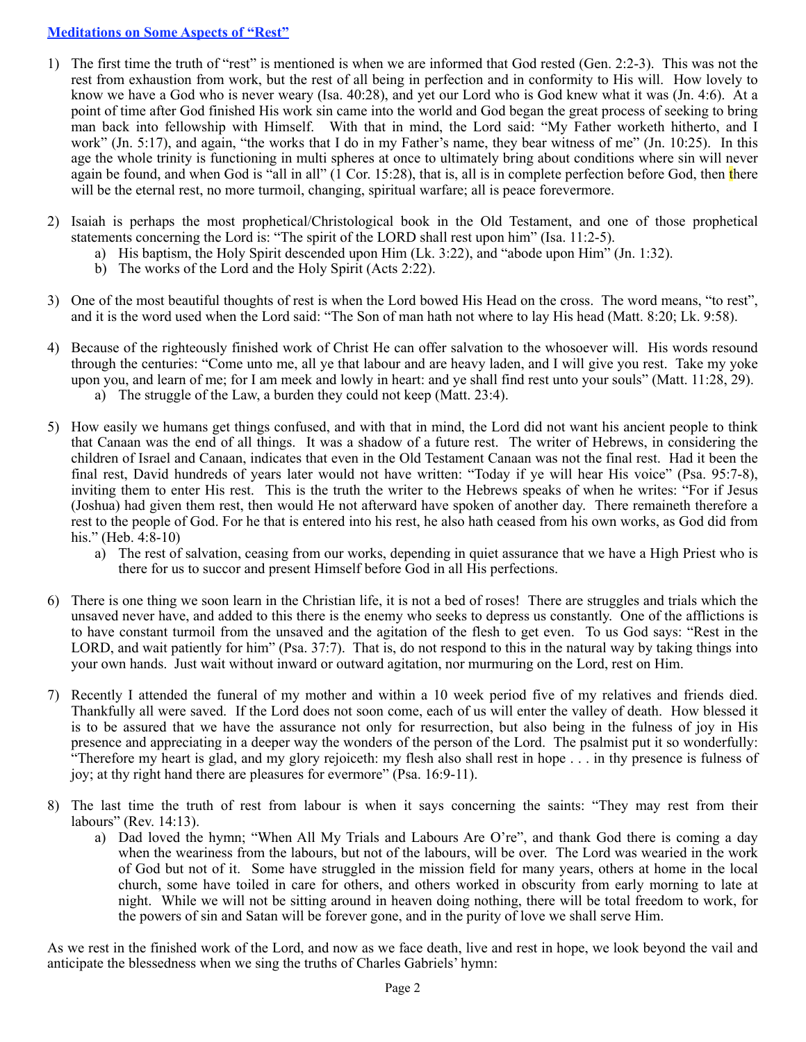[Meditations on Some Aspects of "Rest"]

1) The first time the truth of "rest" is mentioned is when we are informed that God rested (Gen. 2:2-3). This was not the rest from exhaustion from work, but the rest of all being in perfection and in conformity to His will. How lovely to know we have a God who is never weary (Isa. 40:28), and yet our Lord who is God knew what it was (Jn. 4:6). At a point of time after God finished His work sin came into the world and God began the great process of seeking to bring man back into fellowship with Himself. With that in mind, the Lord said: "My Father worketh hitherto, and I work" (Jn. 5:17), and again, "the works that I do in my Father's name, they bear witness of me" (Jn. 10:25). In this age the whole trinity is functioning in multi spheres at once to ultimately bring about conditions where sin will never again be found, and when God is "all in all" (1 Cor. 15:28), that is, all is in complete perfection before God, then there will be the eternal rest, no more turmoil, changing, spiritual warfare; all is peace forevermore.

2) Isaiah is perhaps the most prophetical/Christological book in the Old Testament, and one of those prophetical statements concerning the Lord is: "The spirit of the LORD shall rest upon him" (Isa. 11:2-5).
   a) His baptism, the Holy Spirit descended upon Him (Lk. 3:22), and "abode upon Him" (Jn. 1:32).
   b) The works of the Lord and the Holy Spirit (Acts 2:22).

3) One of the most beautiful thoughts of rest is when the Lord bowed His Head on the cross. The word means, "to rest", and it is the word used when the Lord said: "The Son of man hath not where to lay His head (Matt. 8:20; Lk. 9:58).

4) Because of the righteously finished work of Christ He can offer salvation to the whosoever will. His words resound through the centuries: "Come unto me, all ye that labour and are heavy laden, and I will give you rest. Take my yoke upon you, and learn of me; for I am meek and lowly in heart: and ye shall find rest unto your souls" (Matt. 11:28, 29).
   a) The struggle of the Law, a burden they could not keep (Matt. 23:4).

5) How easily we humans get things confused, and with that in mind, the Lord did not want his ancient people to think that Canaan was the end of all things. It was a shadow of a future rest. The writer of Hebrews, in considering the children of Israel and Canaan, indicates that even in the Old Testament Canaan was not the final rest. Had it been the final rest, David hundreds of years later would not have written: "Today if ye will hear His voice" (Psa. 95:7-8), inviting them to enter His rest. This is the truth the writer to the Hebrews speaks of when he writes: "For if Jesus (Joshua) had given them rest, then would He not afterward have spoken of another day. There remaineth therefore a rest to the people of God. For he that is entered into his rest, he also hath ceased from his own works, as God did from his." (Heb. 4:8-10)
   a) The rest of salvation, ceasing from our works, depending in quiet assurance that we have a High Priest who is there for us to succor and present Himself before God in all His perfections.

6) There is one thing we soon learn in the Christian life, it is not a bed of roses! There are struggles and trials which the unsaved never have, and added to this there is the enemy who seeks to depress us constantly. One of the afflictions is to have constant turmoil from the unsaved and the agitation of the flesh to get even. To us God says: "Rest in the LORD, and wait patiently for him" (Psa. 37:7). That is, do not respond to this in the natural way by taking things into your own hands. Just wait without inward or outward agitation, nor murmuring on the Lord, rest on Him.

7) Recently I attended the funeral of my mother and within a 10 week period five of my relatives and friends died. Thankfully all were saved. If the Lord does not soon come, each of us will enter the valley of death. How blessed it is to be assured that we have the assurance not only for resurrection, but also being in the fulness of joy in His presence and appreciating in a deeper way the wonders of the person of the Lord. The psalmist put it so wonderfully: "Therefore my heart is glad, and my glory rejoiceth: my flesh also shall rest in hope . . . in thy presence is fulness of joy; at thy right hand there are pleasures for evermore" (Psa. 16:9-11).

8) The last time the truth of rest from labour is when it says concerning the saints: "They may rest from their labours" (Rev. 14:13).
   a) Dad loved the hymn; "When All My Trials and Labours Are O're", and thank God there is coming a day when the weariness from the labours, but not of the labours, will be over. The Lord was wearied in the work of God but not of it. Some have struggled in the mission field for many years, others at home in the local church, some have toiled in care for others, and others worked in obscurity from early morning to late at night. While we will not be sitting around in heaven doing nothing, there will be total freedom to work, for the powers of sin and Satan will be forever gone, and in the purity of love we shall serve Him.

As we rest in the finished work of the Lord, and now as we face death, live and rest in hope, we look beyond the vail and anticipate the blessedness when we sing the truths of Charles Gabriels' hymn: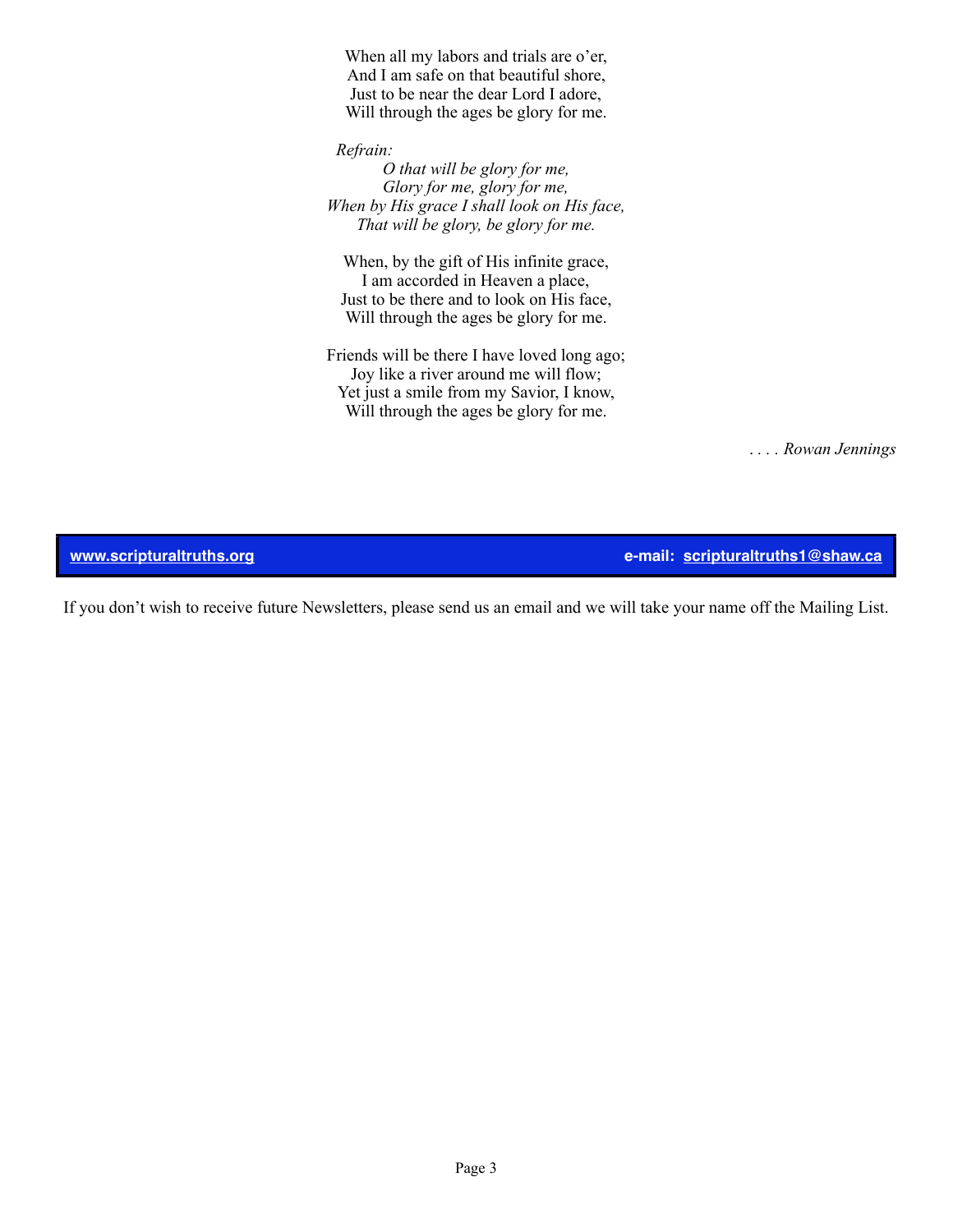When all my labors and trials are o'er,
And I am safe on that beautiful shore,
Just to be near the dear Lord I adore,
Will through the ages be glory for me.

*Refrain:*
*O that will be glory for me,*
*Glory for me, glory for me,*
*When by His grace I shall look on His face,*
*That will be glory, be glory for me.*

When, by the gift of His infinite grace,
I am accorded in Heaven a place,
Just to be there and to look on His face,
Will through the ages be glory for me.

Friends will be there I have loved long ago;
Joy like a river around me will flow;
Yet just a smile from my Savior, I know,
Will through the ages be glory for me.

. . . . *Rowan Jennings*

**www.scripturaltruths.org** **e-mail: scripturaltruths1@shaw.ca**

If you don't wish to receive future Newsletters, please send us an email and we will take your name off the Mailing List.